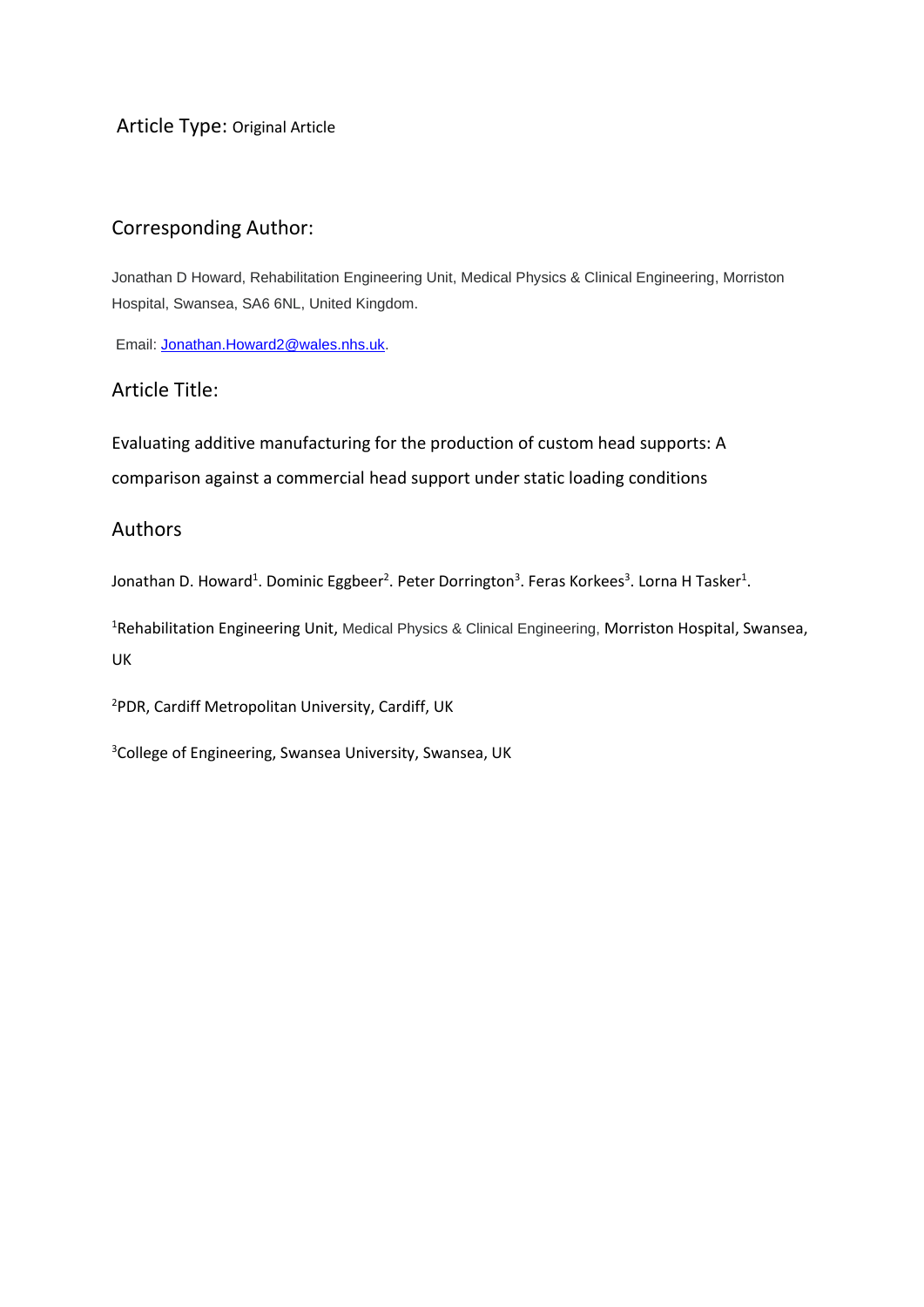Article Type: Original Article

## Corresponding Author:

Jonathan D Howard, Rehabilitation Engineering Unit, Medical Physics & Clinical Engineering, Morriston Hospital, Swansea, SA6 6NL, United Kingdom.

Email: Jonathan.Howard2@wales.nhs.uk.

## Article Title:

Evaluating additive manufacturing for the production of custom head supports: A comparison against a commercial head support under static loading conditions

## Authors

Jonathan D. Howard[1]. Dominic Eggbeer[2]. Peter Dorrington[3]. Feras Korkees[3]. Lorna H Tasker[1].

[1]Rehabilitation Engineering Unit, Medical Physics & Clinical Engineering, Morriston Hospital, Swansea, UK

[2]PDR, Cardiff Metropolitan University, Cardiff, UK

[3]College of Engineering, Swansea University, Swansea, UK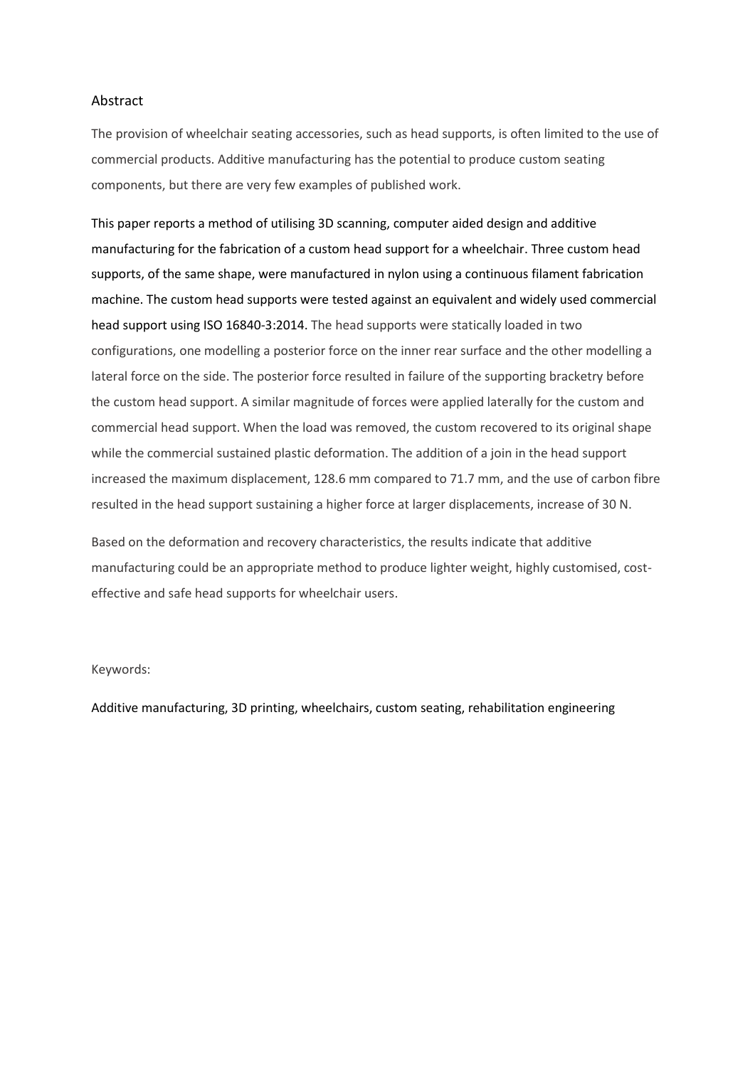## Abstract

The provision of wheelchair seating accessories, such as head supports, is often limited to the use of commercial products. Additive manufacturing has the potential to produce custom seating components, but there are very few examples of published work.

This paper reports a method of utilising 3D scanning, computer aided design and additive manufacturing for the fabrication of a custom head support for a wheelchair. Three custom head supports, of the same shape, were manufactured in nylon using a continuous filament fabrication machine. The custom head supports were tested against an equivalent and widely used commercial head support using ISO 16840-3:2014. The head supports were statically loaded in two configurations, one modelling a posterior force on the inner rear surface and the other modelling a lateral force on the side. The posterior force resulted in failure of the supporting bracketry before the custom head support. A similar magnitude of forces were applied laterally for the custom and commercial head support. When the load was removed, the custom recovered to its original shape while the commercial sustained plastic deformation. The addition of a join in the head support increased the maximum displacement, 128.6 mm compared to 71.7 mm, and the use of carbon fibre resulted in the head support sustaining a higher force at larger displacements, increase of 30 N.

Based on the deformation and recovery characteristics, the results indicate that additive manufacturing could be an appropriate method to produce lighter weight, highly customised, cost-effective and safe head supports for wheelchair users.

Keywords:

Additive manufacturing, 3D printing, wheelchairs, custom seating, rehabilitation engineering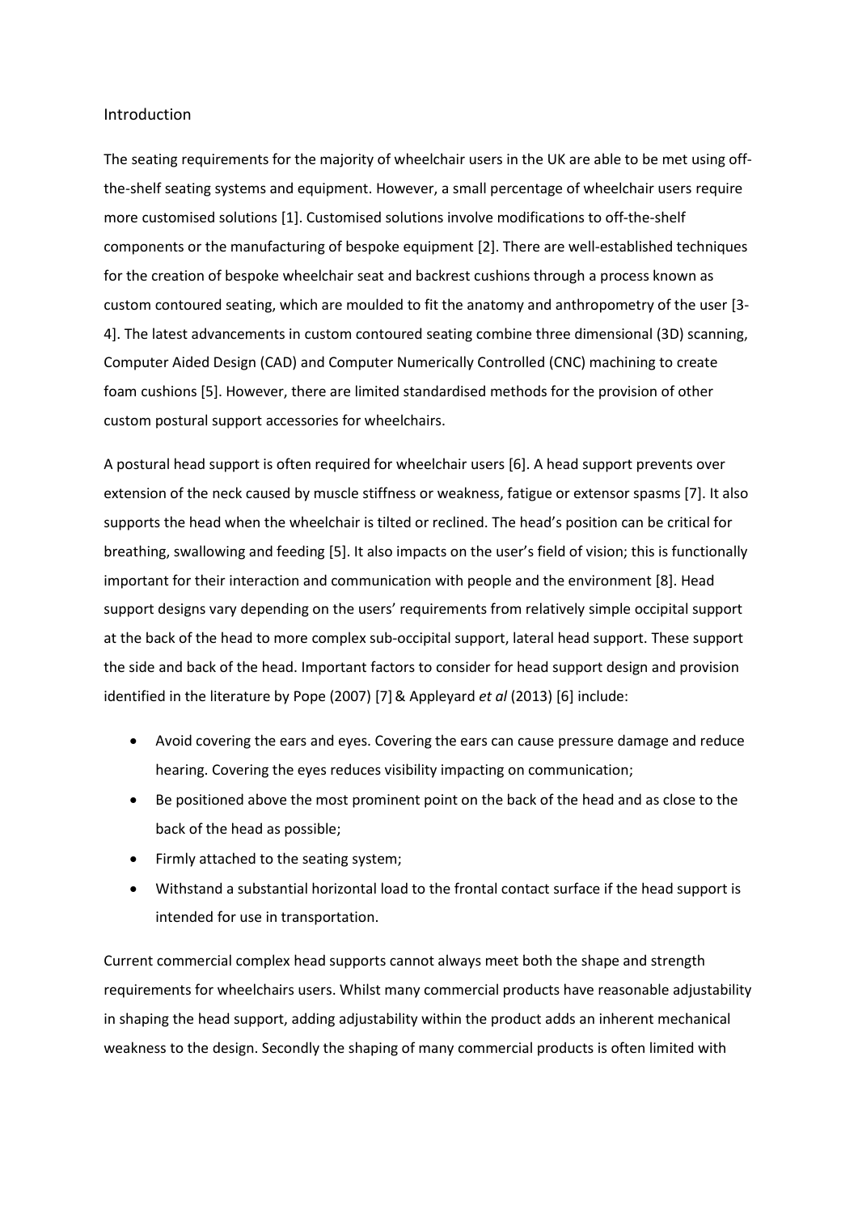## Introduction

The seating requirements for the majority of wheelchair users in the UK are able to be met using off-the-shelf seating systems and equipment. However, a small percentage of wheelchair users require more customised solutions [1]. Customised solutions involve modifications to off-the-shelf components or the manufacturing of bespoke equipment [2]. There are well-established techniques for the creation of bespoke wheelchair seat and backrest cushions through a process known as custom contoured seating, which are moulded to fit the anatomy and anthropometry of the user [3-4]. The latest advancements in custom contoured seating combine three dimensional (3D) scanning, Computer Aided Design (CAD) and Computer Numerically Controlled (CNC) machining to create foam cushions [5]. However, there are limited standardised methods for the provision of other custom postural support accessories for wheelchairs.

A postural head support is often required for wheelchair users [6]. A head support prevents over extension of the neck caused by muscle stiffness or weakness, fatigue or extensor spasms [7]. It also supports the head when the wheelchair is tilted or reclined. The head's position can be critical for breathing, swallowing and feeding [5]. It also impacts on the user's field of vision; this is functionally important for their interaction and communication with people and the environment [8]. Head support designs vary depending on the users' requirements from relatively simple occipital support at the back of the head to more complex sub-occipital support, lateral head support. These support the side and back of the head. Important factors to consider for head support design and provision identified in the literature by Pope (2007) [7] & Appleyard *et al* (2013) [6] include:

- Avoid covering the ears and eyes. Covering the ears can cause pressure damage and reduce hearing. Covering the eyes reduces visibility impacting on communication;
- Be positioned above the most prominent point on the back of the head and as close to the back of the head as possible;
- Firmly attached to the seating system;
- Withstand a substantial horizontal load to the frontal contact surface if the head support is intended for use in transportation.

Current commercial complex head supports cannot always meet both the shape and strength requirements for wheelchairs users. Whilst many commercial products have reasonable adjustability in shaping the head support, adding adjustability within the product adds an inherent mechanical weakness to the design. Secondly the shaping of many commercial products is often limited with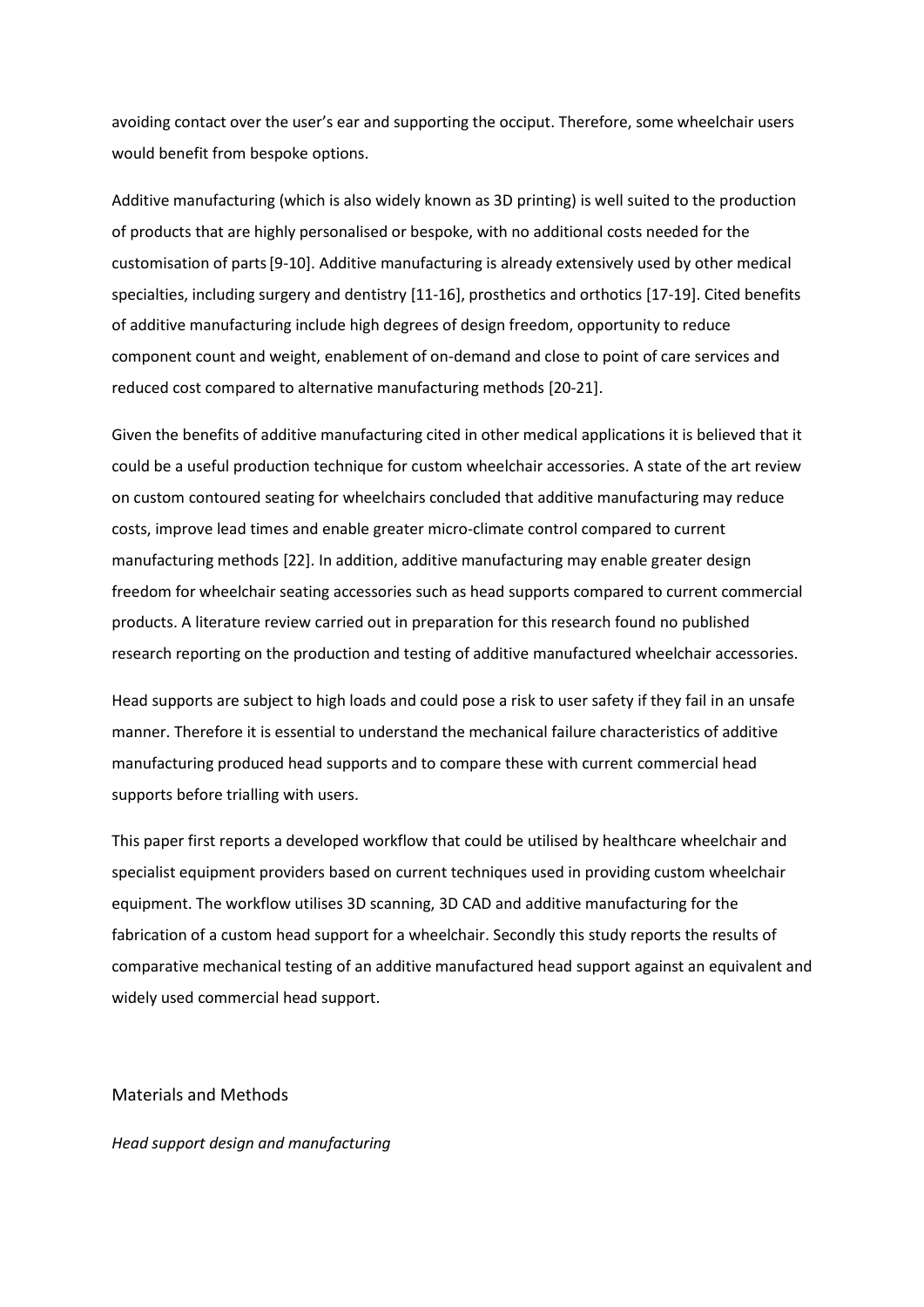avoiding contact over the user's ear and supporting the occiput. Therefore, some wheelchair users would benefit from bespoke options.

Additive manufacturing (which is also widely known as 3D printing) is well suited to the production of products that are highly personalised or bespoke, with no additional costs needed for the customisation of parts [9-10]. Additive manufacturing is already extensively used by other medical specialties, including surgery and dentistry [11-16], prosthetics and orthotics [17-19]. Cited benefits of additive manufacturing include high degrees of design freedom, opportunity to reduce component count and weight, enablement of on-demand and close to point of care services and reduced cost compared to alternative manufacturing methods [20-21].

Given the benefits of additive manufacturing cited in other medical applications it is believed that it could be a useful production technique for custom wheelchair accessories. A state of the art review on custom contoured seating for wheelchairs concluded that additive manufacturing may reduce costs, improve lead times and enable greater micro-climate control compared to current manufacturing methods [22]. In addition, additive manufacturing may enable greater design freedom for wheelchair seating accessories such as head supports compared to current commercial products. A literature review carried out in preparation for this research found no published research reporting on the production and testing of additive manufactured wheelchair accessories.

Head supports are subject to high loads and could pose a risk to user safety if they fail in an unsafe manner. Therefore it is essential to understand the mechanical failure characteristics of additive manufacturing produced head supports and to compare these with current commercial head supports before trialling with users.

This paper first reports a developed workflow that could be utilised by healthcare wheelchair and specialist equipment providers based on current techniques used in providing custom wheelchair equipment. The workflow utilises 3D scanning, 3D CAD and additive manufacturing for the fabrication of a custom head support for a wheelchair. Secondly this study reports the results of comparative mechanical testing of an additive manufactured head support against an equivalent and widely used commercial head support.

## Materials and Methods

### *Head support design and manufacturing*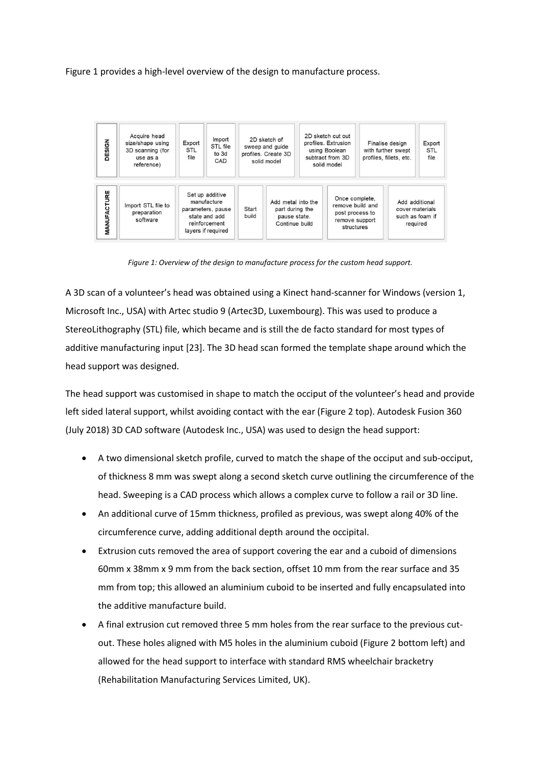Figure 1 provides a high-level overview of the design to manufacture process.

| DESIGN | Acquire head size/shape using 3D scanning (for use as a reference) | Export STL file | Import STL file to 3d CAD | 2D sketch of sweep and guide profiles. Create 3D solid model | 2D sketch cut out profiles. Extrusion using Boolean subtract from 3D solid model | Finalise design with further swept profiles, fillets, etc. | Export STL file |
| --- | --- | --- | --- | --- | --- | --- | --- |

| MANUFACTURE | Import STL file to preparation software | Set up additive manufacture parameters, pause state and add reinforcement layers if required | Start build | Add metal into the part during the pause state. Continue build | Once complete, remove build and post process to remove support structures | Add additional cover materials such as foam if required |
| --- | --- | --- | --- | --- | --- | --- |

*Figure 1: Overview of the design to manufacture process for the custom head support.*

A 3D scan of a volunteer's head was obtained using a Kinect hand-scanner for Windows (version 1, Microsoft Inc., USA) with Artec studio 9 (Artec3D, Luxembourg). This was used to produce a StereoLithography (STL) file, which became and is still the de facto standard for most types of additive manufacturing input [23]. The 3D head scan formed the template shape around which the head support was designed.

The head support was customised in shape to match the occiput of the volunteer's head and provide left sided lateral support, whilst avoiding contact with the ear (Figure 2 top). Autodesk Fusion 360 (July 2018) 3D CAD software (Autodesk Inc., USA) was used to design the head support:

- A two dimensional sketch profile, curved to match the shape of the occiput and sub-occiput, of thickness 8 mm was swept along a second sketch curve outlining the circumference of the head. Sweeping is a CAD process which allows a complex curve to follow a rail or 3D line.
- An additional curve of 15mm thickness, profiled as previous, was swept along 40% of the circumference curve, adding additional depth around the occipital.
- Extrusion cuts removed the area of support covering the ear and a cuboid of dimensions 60mm x 38mm x 9 mm from the back section, offset 10 mm from the rear surface and 35 mm from top; this allowed an aluminium cuboid to be inserted and fully encapsulated into the additive manufacture build.
- A final extrusion cut removed three 5 mm holes from the rear surface to the previous cut-out. These holes aligned with M5 holes in the aluminium cuboid (Figure 2 bottom left) and allowed for the head support to interface with standard RMS wheelchair bracketry (Rehabilitation Manufacturing Services Limited, UK).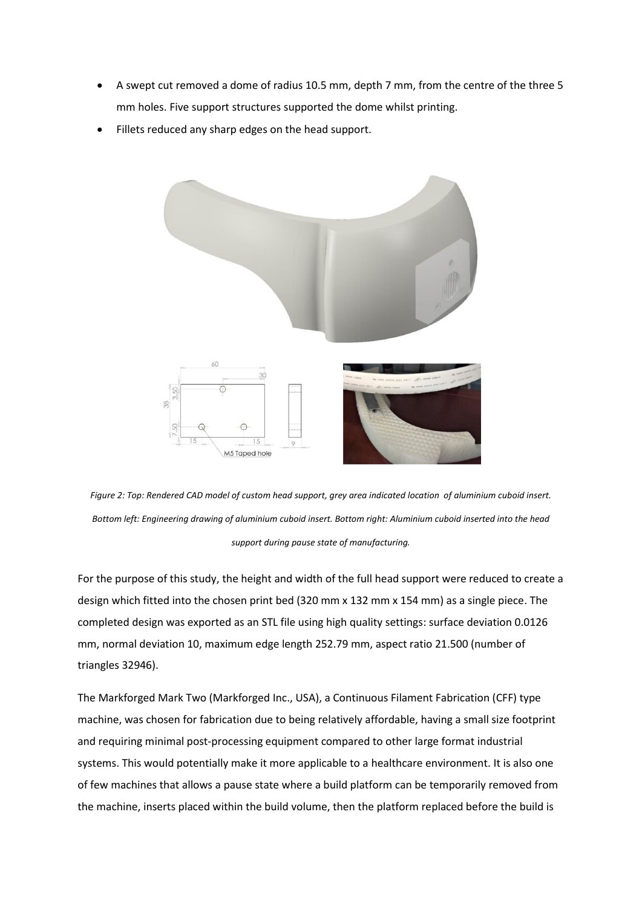- A swept cut removed a dome of radius 10.5 mm, depth 7 mm, from the centre of the three 5 mm holes. Five support structures supported the dome whilst printing.
- Fillets reduced any sharp edges on the head support.

*Figure 2: Top: Rendered CAD model of custom head support, grey area indicated location of aluminium cuboid insert. Bottom left: Engineering drawing of aluminium cuboid insert. Bottom right: Aluminium cuboid inserted into the head support during pause state of manufacturing.*

For the purpose of this study, the height and width of the full head support were reduced to create a design which fitted into the chosen print bed (320 mm x 132 mm x 154 mm) as a single piece. The completed design was exported as an STL file using high quality settings: surface deviation 0.0126 mm, normal deviation 10, maximum edge length 252.79 mm, aspect ratio 21.500 (number of triangles 32946).

The Markforged Mark Two (Markforged Inc., USA), a Continuous Filament Fabrication (CFF) type machine, was chosen for fabrication due to being relatively affordable, having a small size footprint and requiring minimal post-processing equipment compared to other large format industrial systems. This would potentially make it more applicable to a healthcare environment. It is also one of few machines that allows a pause state where a build platform can be temporarily removed from the machine, inserts placed within the build volume, then the platform replaced before the build is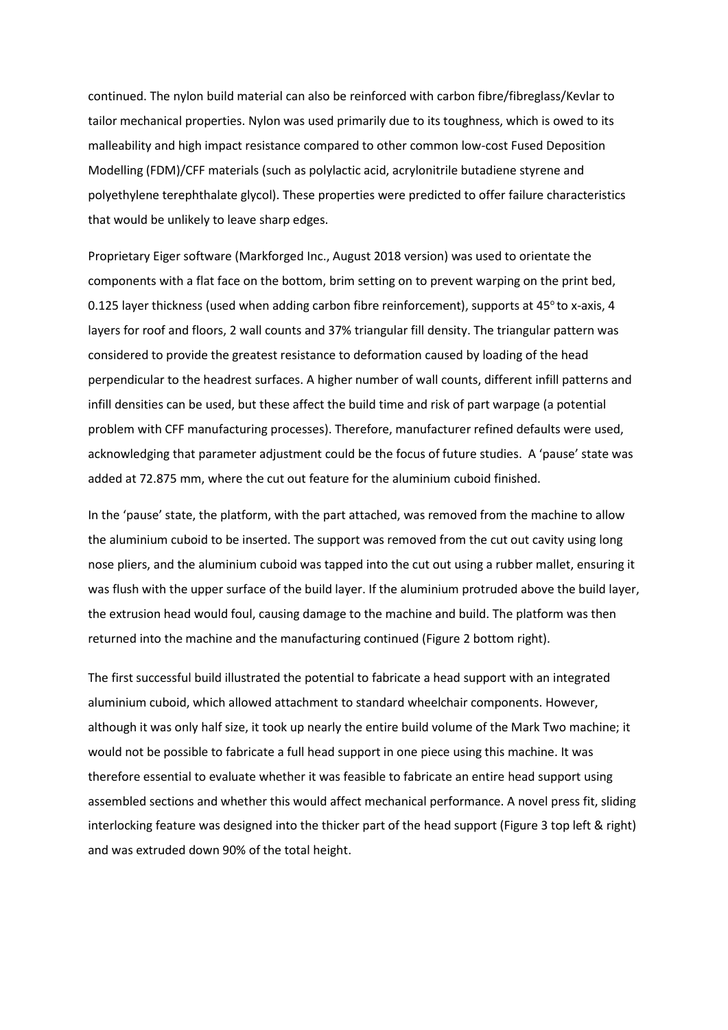continued. The nylon build material can also be reinforced with carbon fibre/fibreglass/Kevlar to tailor mechanical properties. Nylon was used primarily due to its toughness, which is owed to its malleability and high impact resistance compared to other common low-cost Fused Deposition Modelling (FDM)/CFF materials (such as polylactic acid, acrylonitrile butadiene styrene and polyethylene terephthalate glycol). These properties were predicted to offer failure characteristics that would be unlikely to leave sharp edges.

Proprietary Eiger software (Markforged Inc., August 2018 version) was used to orientate the components with a flat face on the bottom, brim setting on to prevent warping on the print bed, 0.125 layer thickness (used when adding carbon fibre reinforcement), supports at 45° to x-axis, 4 layers for roof and floors, 2 wall counts and 37% triangular fill density. The triangular pattern was considered to provide the greatest resistance to deformation caused by loading of the head perpendicular to the headrest surfaces. A higher number of wall counts, different infill patterns and infill densities can be used, but these affect the build time and risk of part warpage (a potential problem with CFF manufacturing processes). Therefore, manufacturer refined defaults were used, acknowledging that parameter adjustment could be the focus of future studies. A 'pause' state was added at 72.875 mm, where the cut out feature for the aluminium cuboid finished.

In the 'pause' state, the platform, with the part attached, was removed from the machine to allow the aluminium cuboid to be inserted. The support was removed from the cut out cavity using long nose pliers, and the aluminium cuboid was tapped into the cut out using a rubber mallet, ensuring it was flush with the upper surface of the build layer. If the aluminium protruded above the build layer, the extrusion head would foul, causing damage to the machine and build. The platform was then returned into the machine and the manufacturing continued (Figure 2 bottom right).

The first successful build illustrated the potential to fabricate a head support with an integrated aluminium cuboid, which allowed attachment to standard wheelchair components. However, although it was only half size, it took up nearly the entire build volume of the Mark Two machine; it would not be possible to fabricate a full head support in one piece using this machine. It was therefore essential to evaluate whether it was feasible to fabricate an entire head support using assembled sections and whether this would affect mechanical performance. A novel press fit, sliding interlocking feature was designed into the thicker part of the head support (Figure 3 top left & right) and was extruded down 90% of the total height.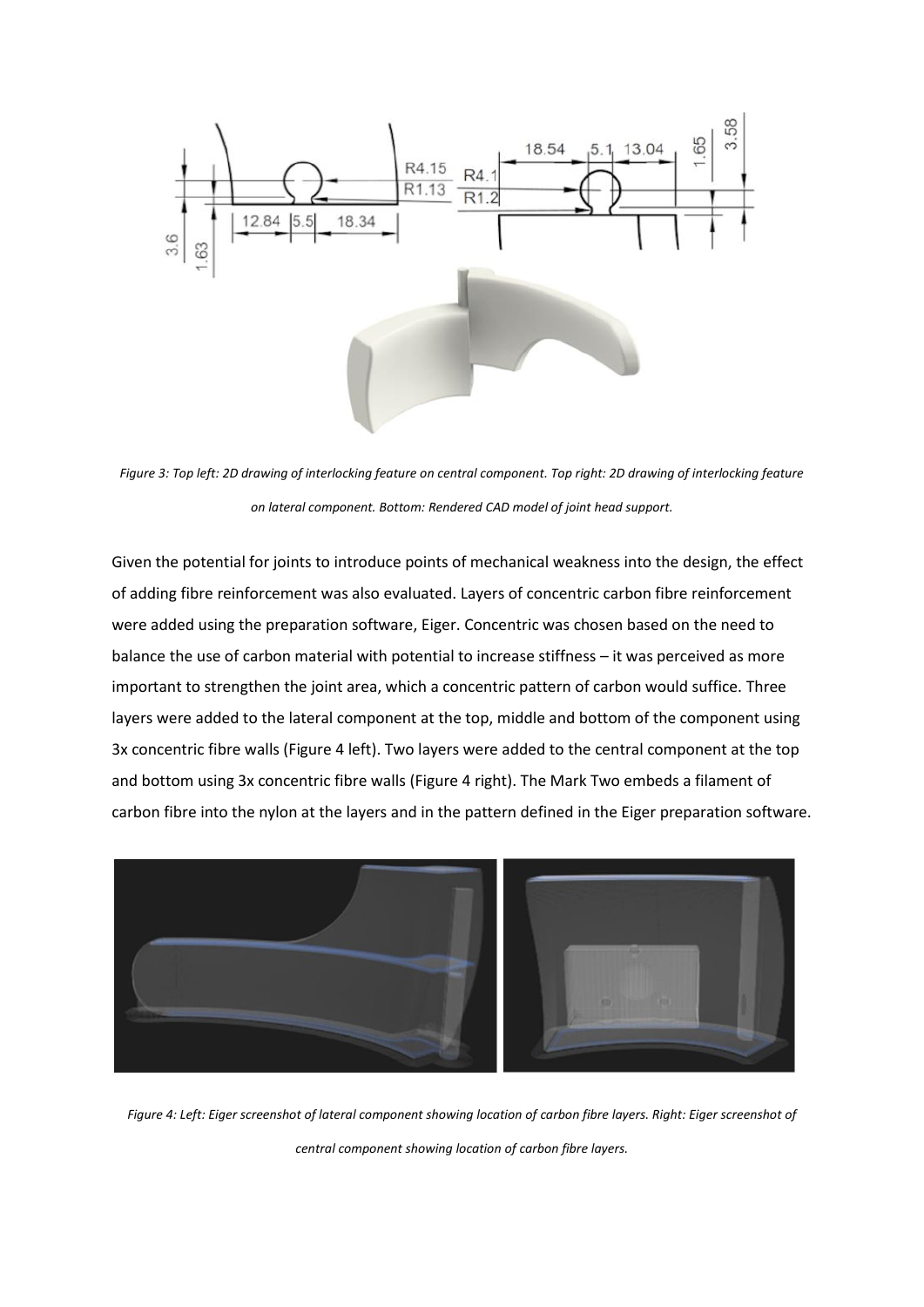*Figure 3: Top left: 2D drawing of interlocking feature on central component. Top right: 2D drawing of interlocking feature on lateral component. Bottom: Rendered CAD model of joint head support.*

Given the potential for joints to introduce points of mechanical weakness into the design, the effect of adding fibre reinforcement was also evaluated. Layers of concentric carbon fibre reinforcement were added using the preparation software, Eiger. Concentric was chosen based on the need to balance the use of carbon material with potential to increase stiffness – it was perceived as more important to strengthen the joint area, which a concentric pattern of carbon would suffice. Three layers were added to the lateral component at the top, middle and bottom of the component using 3x concentric fibre walls (Figure 4 left). Two layers were added to the central component at the top and bottom using 3x concentric fibre walls (Figure 4 right). The Mark Two embeds a filament of carbon fibre into the nylon at the layers and in the pattern defined in the Eiger preparation software.

*Figure 4: Left: Eiger screenshot of lateral component showing location of carbon fibre layers. Right: Eiger screenshot of central component showing location of carbon fibre layers.*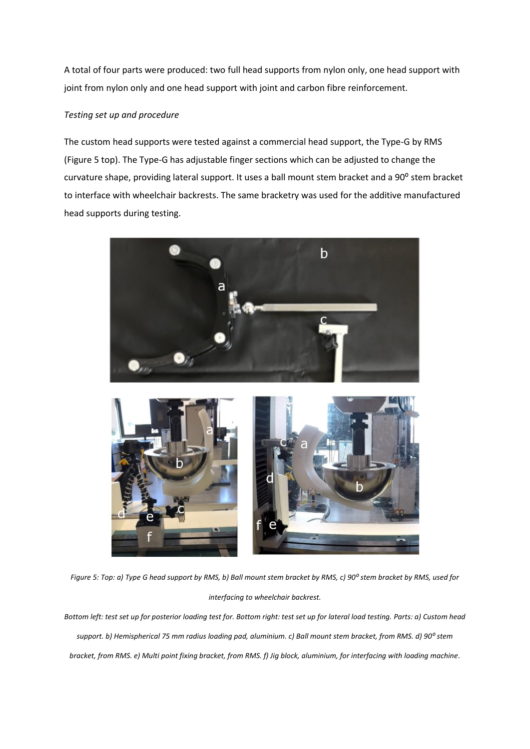A total of four parts were produced: two full head supports from nylon only, one head support with joint from nylon only and one head support with joint and carbon fibre reinforcement.

*Testing set up and procedure*

The custom head supports were tested against a commercial head support, the Type-G by RMS (Figure 5 top). The Type-G has adjustable finger sections which can be adjusted to change the curvature shape, providing lateral support. It uses a ball mount stem bracket and a 90$^{0}$ stem bracket to interface with wheelchair backrests. The same bracketry was used for the additive manufactured head supports during testing.

*Figure 5: Top: a) Type G head support by RMS, b) Ball mount stem bracket by RMS, c) 90$^{0}$ stem bracket by RMS, used for interfacing to wheelchair backrest.*

*Bottom left: test set up for posterior loading test for. Bottom right: test set up for lateral load testing. Parts: a) Custom head support. b) Hemispherical 75 mm radius loading pad, aluminium. c) Ball mount stem bracket, from RMS. d) 90$^{0}$ stem bracket, from RMS. e) Multi point fixing bracket, from RMS. f) Jig block, aluminium, for interfacing with loading machine.*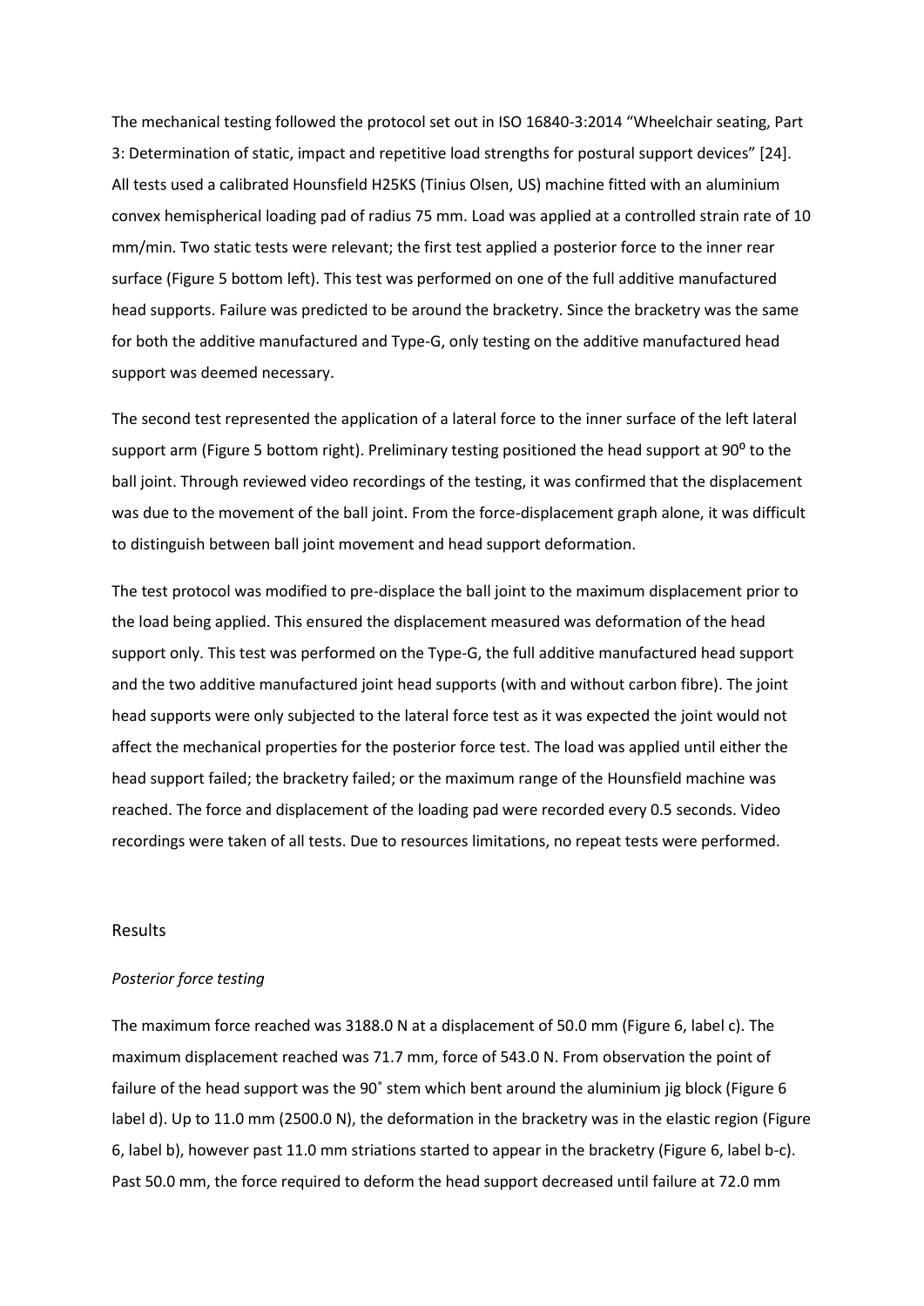The mechanical testing followed the protocol set out in ISO 16840-3:2014 "Wheelchair seating, Part 3: Determination of static, impact and repetitive load strengths for postural support devices" [24]. All tests used a calibrated Hounsfield H25KS (Tinius Olsen, US) machine fitted with an aluminium convex hemispherical loading pad of radius 75 mm. Load was applied at a controlled strain rate of 10 mm/min. Two static tests were relevant; the first test applied a posterior force to the inner rear surface (Figure 5 bottom left). This test was performed on one of the full additive manufactured head supports. Failure was predicted to be around the bracketry. Since the bracketry was the same for both the additive manufactured and Type-G, only testing on the additive manufactured head support was deemed necessary.

The second test represented the application of a lateral force to the inner surface of the left lateral support arm (Figure 5 bottom right). Preliminary testing positioned the head support at 90$^{o}$ to the ball joint. Through reviewed video recordings of the testing, it was confirmed that the displacement was due to the movement of the ball joint. From the force-displacement graph alone, it was difficult to distinguish between ball joint movement and head support deformation.

The test protocol was modified to pre-displace the ball joint to the maximum displacement prior to the load being applied. This ensured the displacement measured was deformation of the head support only. This test was performed on the Type-G, the full additive manufactured head support and the two additive manufactured joint head supports (with and without carbon fibre). The joint head supports were only subjected to the lateral force test as it was expected the joint would not affect the mechanical properties for the posterior force test. The load was applied until either the head support failed; the bracketry failed; or the maximum range of the Hounsfield machine was reached. The force and displacement of the loading pad were recorded every 0.5 seconds. Video recordings were taken of all tests. Due to resources limitations, no repeat tests were performed.

## Results

### *Posterior force testing*

The maximum force reached was 3188.0 N at a displacement of 50.0 mm (Figure 6, label c). The maximum displacement reached was 71.7 mm, force of 543.0 N. From observation the point of failure of the head support was the 90˚ stem which bent around the aluminium jig block (Figure 6 label d). Up to 11.0 mm (2500.0 N), the deformation in the bracketry was in the elastic region (Figure 6, label b), however past 11.0 mm striations started to appear in the bracketry (Figure 6, label b-c). Past 50.0 mm, the force required to deform the head support decreased until failure at 72.0 mm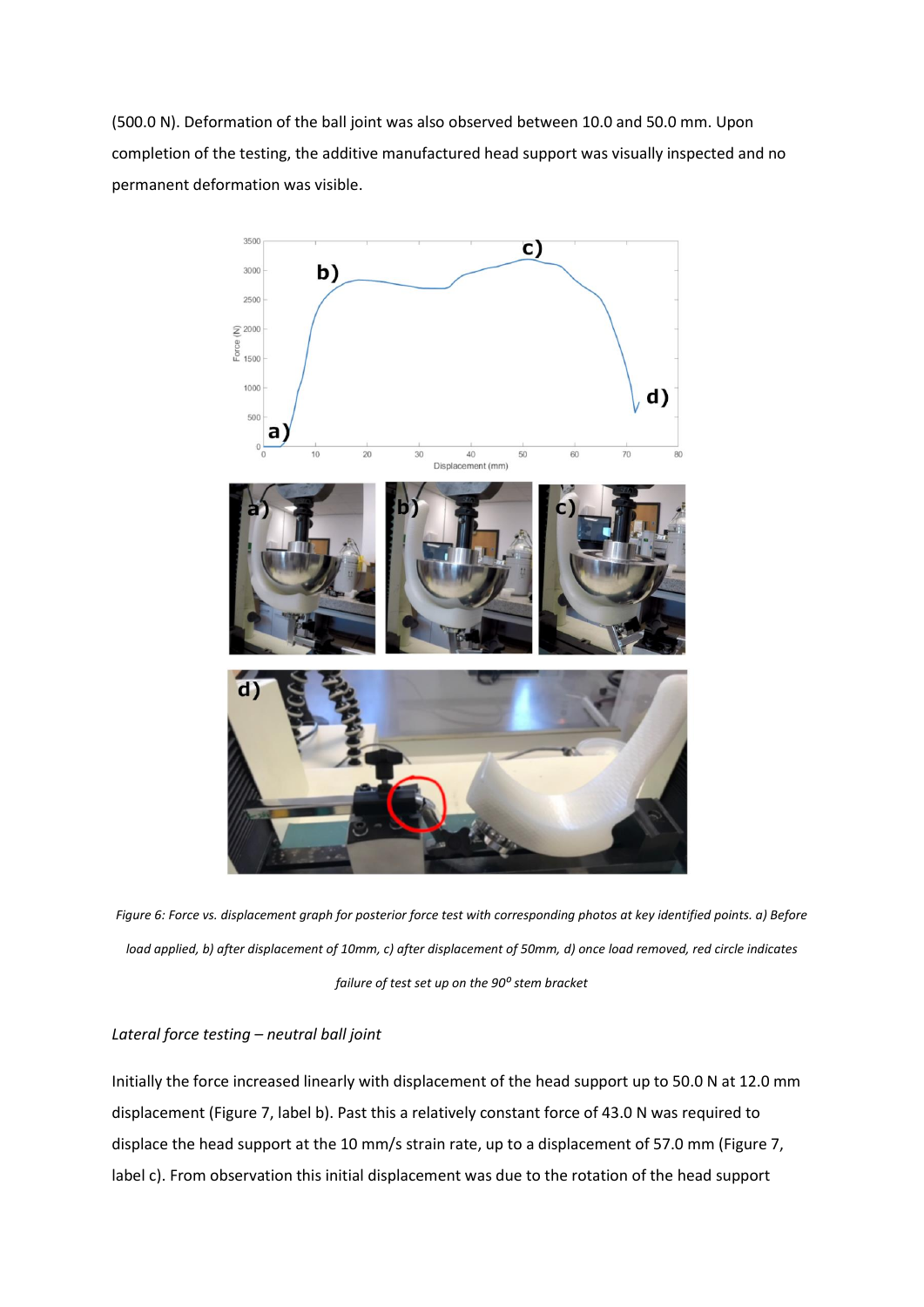(500.0 N). Deformation of the ball joint was also observed between 10.0 and 50.0 mm. Upon completion of the testing, the additive manufactured head support was visually inspected and no permanent deformation was visible.

*Figure 6: Force vs. displacement graph for posterior force test with corresponding photos at key identified points. a) Before load applied, b) after displacement of 10mm, c) after displacement of 50mm, d) once load removed, red circle indicates failure of test set up on the 90⁰ stem bracket*

*Lateral force testing – neutral ball joint*

Initially the force increased linearly with displacement of the head support up to 50.0 N at 12.0 mm displacement (Figure 7, label b). Past this a relatively constant force of 43.0 N was required to displace the head support at the 10 mm/s strain rate, up to a displacement of 57.0 mm (Figure 7, label c). From observation this initial displacement was due to the rotation of the head support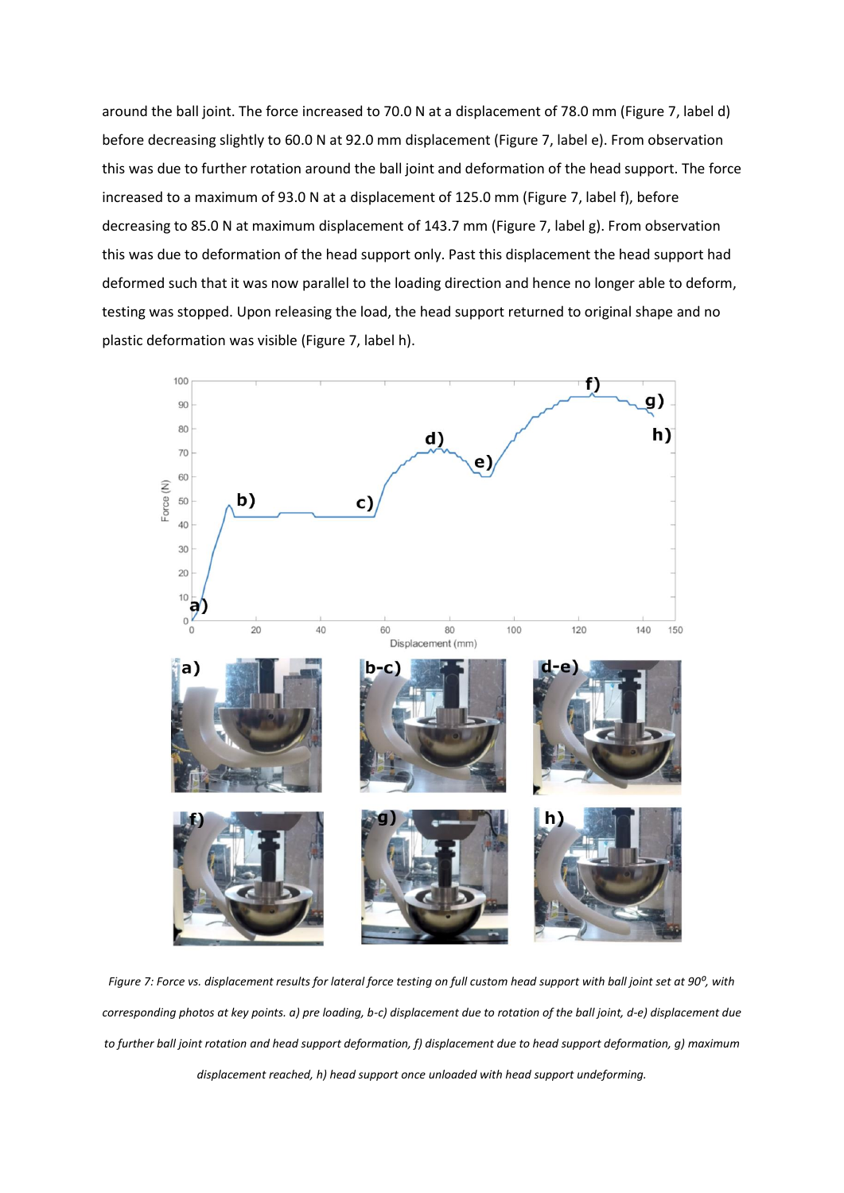around the ball joint. The force increased to 70.0 N at a displacement of 78.0 mm (Figure 7, label d) before decreasing slightly to 60.0 N at 92.0 mm displacement (Figure 7, label e). From observation this was due to further rotation around the ball joint and deformation of the head support. The force increased to a maximum of 93.0 N at a displacement of 125.0 mm (Figure 7, label f), before decreasing to 85.0 N at maximum displacement of 143.7 mm (Figure 7, label g). From observation this was due to deformation of the head support only. Past this displacement the head support had deformed such that it was now parallel to the loading direction and hence no longer able to deform, testing was stopped. Upon releasing the load, the head support returned to original shape and no plastic deformation was visible (Figure 7, label h).

*Figure 7: Force vs. displacement results for lateral force testing on full custom head support with ball joint set at 90°, with corresponding photos at key points. a) pre loading, b-c) displacement due to rotation of the ball joint, d-e) displacement due to further ball joint rotation and head support deformation, f) displacement due to head support deformation, g) maximum displacement reached, h) head support once unloaded with head support undeforming.*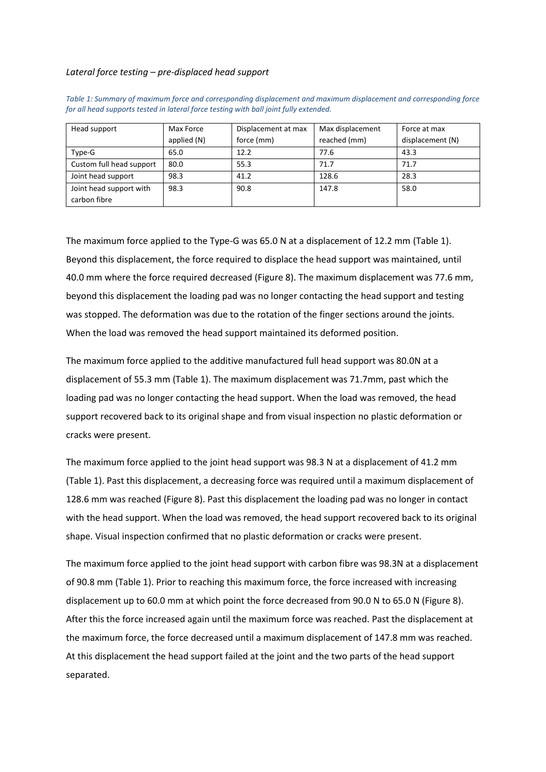*Lateral force testing – pre-displaced head support*

*Table 1: Summary of maximum force and corresponding displacement and maximum displacement and corresponding force for all head supports tested in lateral force testing with ball joint fully extended.*

| Head support | Max Force applied (N) | Displacement at max force (mm) | Max displacement reached (mm) | Force at max displacement (N) |
|---|---|---|---|---|
| Type-G | 65.0 | 12.2 | 77.6 | 43.3 |
| Custom full head support | 80.0 | 55.3 | 71.7 | 71.7 |
| Joint head support | 98.3 | 41.2 | 128.6 | 28.3 |
| Joint head support with carbon fibre | 98.3 | 90.8 | 147.8 | 58.0 |

The maximum force applied to the Type-G was 65.0 N at a displacement of 12.2 mm (Table 1). Beyond this displacement, the force required to displace the head support was maintained, until 40.0 mm where the force required decreased (Figure 8). The maximum displacement was 77.6 mm, beyond this displacement the loading pad was no longer contacting the head support and testing was stopped. The deformation was due to the rotation of the finger sections around the joints. When the load was removed the head support maintained its deformed position.

The maximum force applied to the additive manufactured full head support was 80.0N at a displacement of 55.3 mm (Table 1). The maximum displacement was 71.7mm, past which the loading pad was no longer contacting the head support. When the load was removed, the head support recovered back to its original shape and from visual inspection no plastic deformation or cracks were present.

The maximum force applied to the joint head support was 98.3 N at a displacement of 41.2 mm (Table 1). Past this displacement, a decreasing force was required until a maximum displacement of 128.6 mm was reached (Figure 8). Past this displacement the loading pad was no longer in contact with the head support. When the load was removed, the head support recovered back to its original shape. Visual inspection confirmed that no plastic deformation or cracks were present.

The maximum force applied to the joint head support with carbon fibre was 98.3N at a displacement of 90.8 mm (Table 1). Prior to reaching this maximum force, the force increased with increasing displacement up to 60.0 mm at which point the force decreased from 90.0 N to 65.0 N (Figure 8). After this the force increased again until the maximum force was reached. Past the displacement at the maximum force, the force decreased until a maximum displacement of 147.8 mm was reached. At this displacement the head support failed at the joint and the two parts of the head support separated.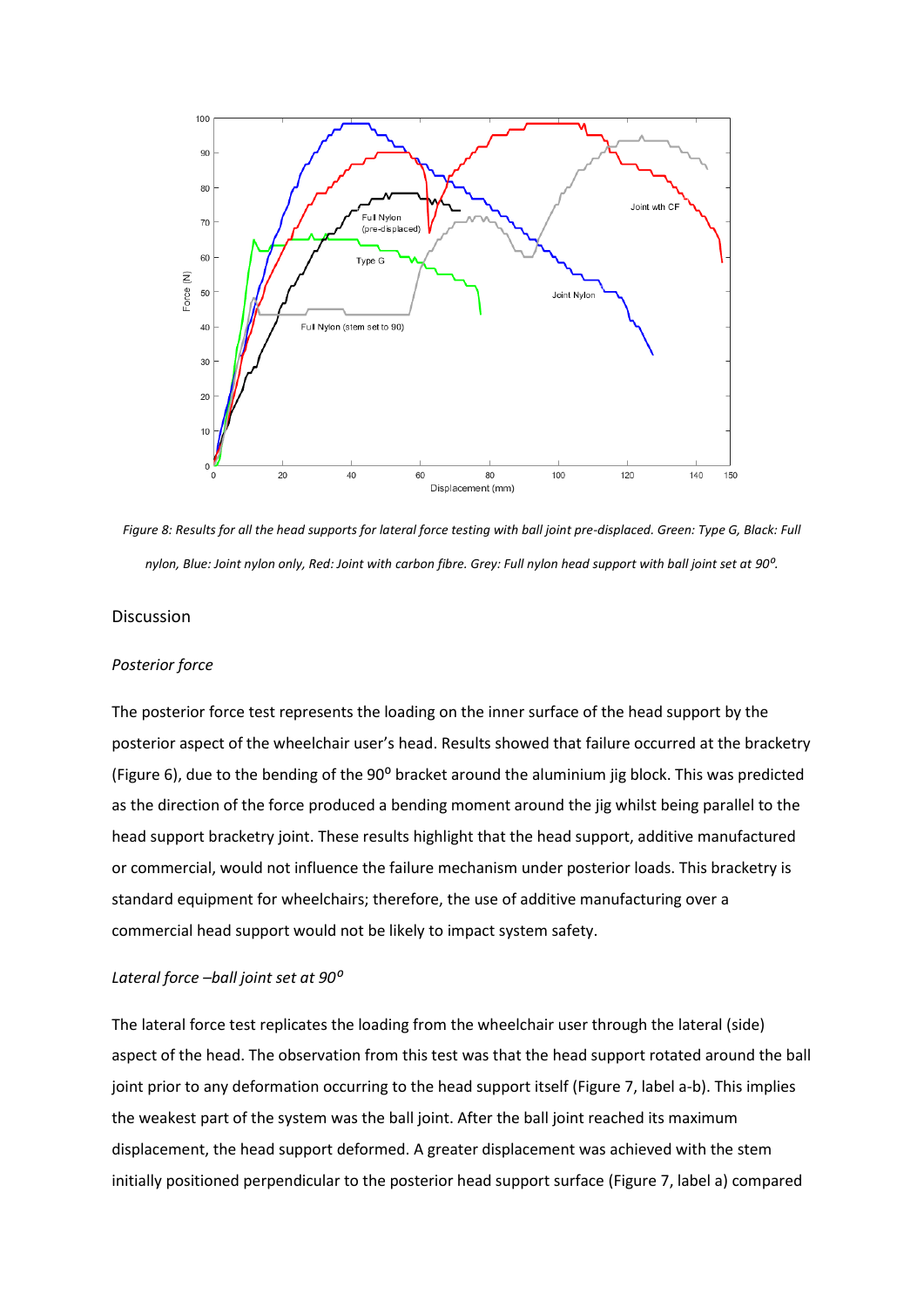Figure 8: Results for all the head supports for lateral force testing with ball joint pre-displaced. Green: Type G, Black: Full nylon, Blue: Joint nylon only, Red: Joint with carbon fibre. Grey: Full nylon head support with ball joint set at 90°.

## Discussion

### *Posterior force*

The posterior force test represents the loading on the inner surface of the head support by the posterior aspect of the wheelchair user's head. Results showed that failure occurred at the bracketry (Figure 6), due to the bending of the 90° bracket around the aluminium jig block. This was predicted as the direction of the force produced a bending moment around the jig whilst being parallel to the head support bracketry joint. These results highlight that the head support, additive manufactured or commercial, would not influence the failure mechanism under posterior loads. This bracketry is standard equipment for wheelchairs; therefore, the use of additive manufacturing over a commercial head support would not be likely to impact system safety.

### *Lateral force –ball joint set at 90°*

The lateral force test replicates the loading from the wheelchair user through the lateral (side) aspect of the head. The observation from this test was that the head support rotated around the ball joint prior to any deformation occurring to the head support itself (Figure 7, label a-b). This implies the weakest part of the system was the ball joint. After the ball joint reached its maximum displacement, the head support deformed. A greater displacement was achieved with the stem initially positioned perpendicular to the posterior head support surface (Figure 7, label a) compared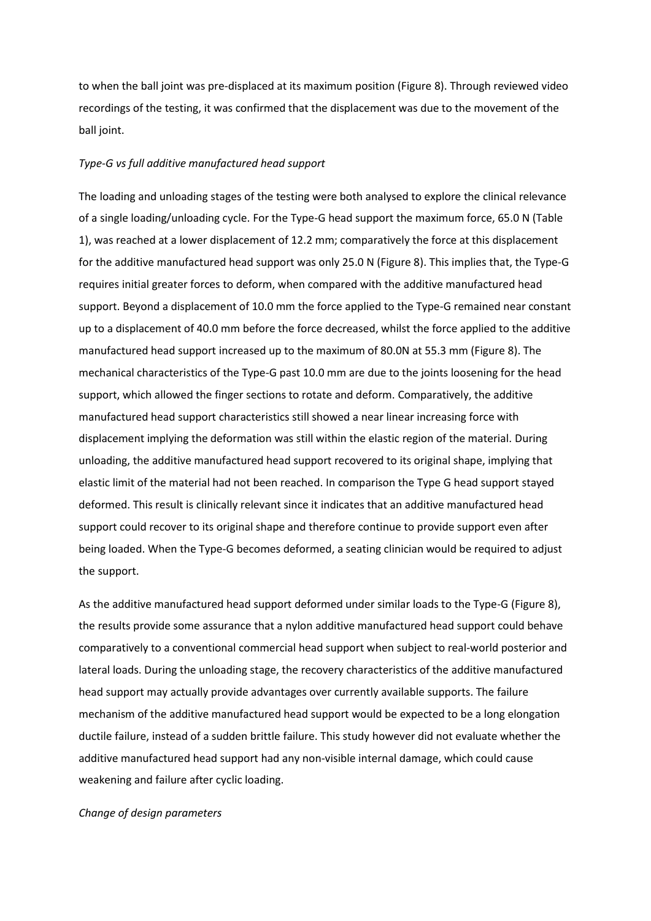to when the ball joint was pre-displaced at its maximum position (Figure 8). Through reviewed video recordings of the testing, it was confirmed that the displacement was due to the movement of the ball joint.

*Type-G vs full additive manufactured head support*

The loading and unloading stages of the testing were both analysed to explore the clinical relevance of a single loading/unloading cycle. For the Type-G head support the maximum force, 65.0 N (Table 1), was reached at a lower displacement of 12.2 mm; comparatively the force at this displacement for the additive manufactured head support was only 25.0 N (Figure 8). This implies that, the Type-G requires initial greater forces to deform, when compared with the additive manufactured head support. Beyond a displacement of 10.0 mm the force applied to the Type-G remained near constant up to a displacement of 40.0 mm before the force decreased, whilst the force applied to the additive manufactured head support increased up to the maximum of 80.0N at 55.3 mm (Figure 8). The mechanical characteristics of the Type-G past 10.0 mm are due to the joints loosening for the head support, which allowed the finger sections to rotate and deform. Comparatively, the additive manufactured head support characteristics still showed a near linear increasing force with displacement implying the deformation was still within the elastic region of the material. During unloading, the additive manufactured head support recovered to its original shape, implying that elastic limit of the material had not been reached. In comparison the Type G head support stayed deformed. This result is clinically relevant since it indicates that an additive manufactured head support could recover to its original shape and therefore continue to provide support even after being loaded. When the Type-G becomes deformed, a seating clinician would be required to adjust the support.

As the additive manufactured head support deformed under similar loads to the Type-G (Figure 8), the results provide some assurance that a nylon additive manufactured head support could behave comparatively to a conventional commercial head support when subject to real-world posterior and lateral loads. During the unloading stage, the recovery characteristics of the additive manufactured head support may actually provide advantages over currently available supports. The failure mechanism of the additive manufactured head support would be expected to be a long elongation ductile failure, instead of a sudden brittle failure. This study however did not evaluate whether the additive manufactured head support had any non-visible internal damage, which could cause weakening and failure after cyclic loading.

*Change of design parameters*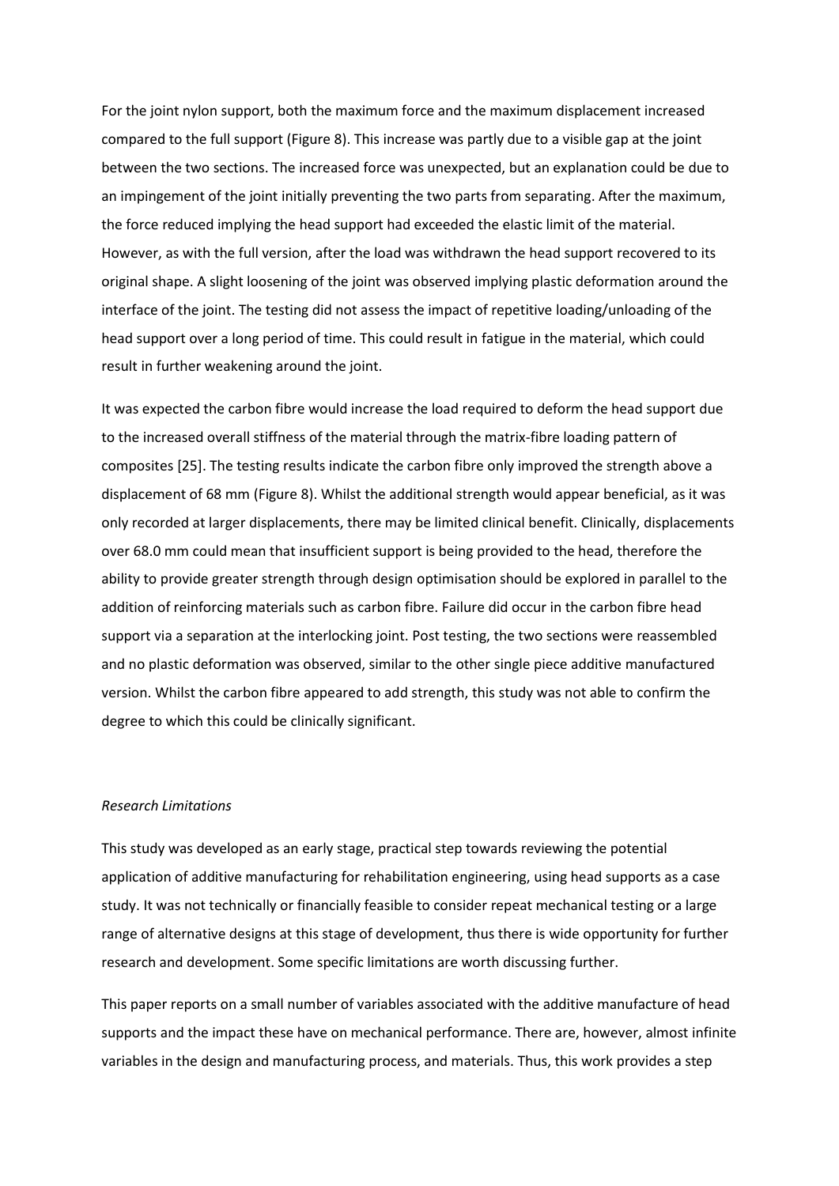For the joint nylon support, both the maximum force and the maximum displacement increased compared to the full support (Figure 8). This increase was partly due to a visible gap at the joint between the two sections. The increased force was unexpected, but an explanation could be due to an impingement of the joint initially preventing the two parts from separating. After the maximum, the force reduced implying the head support had exceeded the elastic limit of the material. However, as with the full version, after the load was withdrawn the head support recovered to its original shape. A slight loosening of the joint was observed implying plastic deformation around the interface of the joint. The testing did not assess the impact of repetitive loading/unloading of the head support over a long period of time. This could result in fatigue in the material, which could result in further weakening around the joint.

It was expected the carbon fibre would increase the load required to deform the head support due to the increased overall stiffness of the material through the matrix-fibre loading pattern of composites [25]. The testing results indicate the carbon fibre only improved the strength above a displacement of 68 mm (Figure 8). Whilst the additional strength would appear beneficial, as it was only recorded at larger displacements, there may be limited clinical benefit. Clinically, displacements over 68.0 mm could mean that insufficient support is being provided to the head, therefore the ability to provide greater strength through design optimisation should be explored in parallel to the addition of reinforcing materials such as carbon fibre. Failure did occur in the carbon fibre head support via a separation at the interlocking joint. Post testing, the two sections were reassembled and no plastic deformation was observed, similar to the other single piece additive manufactured version. Whilst the carbon fibre appeared to add strength, this study was not able to confirm the degree to which this could be clinically significant.

*Research Limitations*

This study was developed as an early stage, practical step towards reviewing the potential application of additive manufacturing for rehabilitation engineering, using head supports as a case study. It was not technically or financially feasible to consider repeat mechanical testing or a large range of alternative designs at this stage of development, thus there is wide opportunity for further research and development. Some specific limitations are worth discussing further.

This paper reports on a small number of variables associated with the additive manufacture of head supports and the impact these have on mechanical performance. There are, however, almost infinite variables in the design and manufacturing process, and materials. Thus, this work provides a step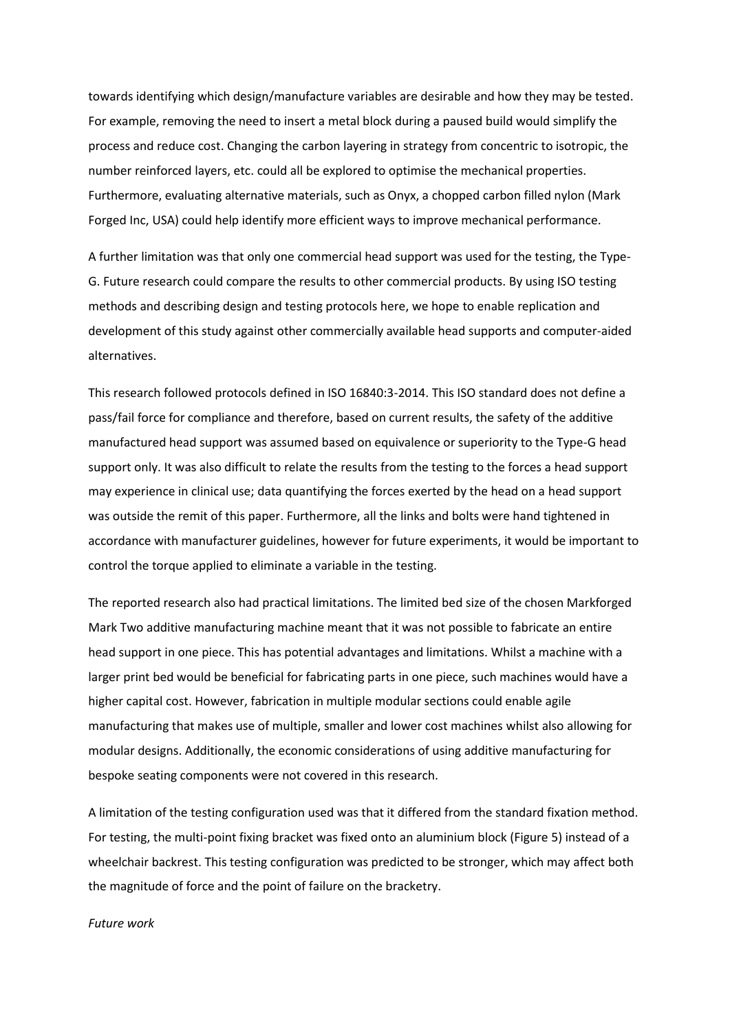towards identifying which design/manufacture variables are desirable and how they may be tested. For example, removing the need to insert a metal block during a paused build would simplify the process and reduce cost. Changing the carbon layering in strategy from concentric to isotropic, the number reinforced layers, etc. could all be explored to optimise the mechanical properties. Furthermore, evaluating alternative materials, such as Onyx, a chopped carbon filled nylon (Mark Forged Inc, USA) could help identify more efficient ways to improve mechanical performance.

A further limitation was that only one commercial head support was used for the testing, the Type-G. Future research could compare the results to other commercial products. By using ISO testing methods and describing design and testing protocols here, we hope to enable replication and development of this study against other commercially available head supports and computer-aided alternatives.

This research followed protocols defined in ISO 16840:3-2014. This ISO standard does not define a pass/fail force for compliance and therefore, based on current results, the safety of the additive manufactured head support was assumed based on equivalence or superiority to the Type-G head support only. It was also difficult to relate the results from the testing to the forces a head support may experience in clinical use; data quantifying the forces exerted by the head on a head support was outside the remit of this paper. Furthermore, all the links and bolts were hand tightened in accordance with manufacturer guidelines, however for future experiments, it would be important to control the torque applied to eliminate a variable in the testing.

The reported research also had practical limitations. The limited bed size of the chosen Markforged Mark Two additive manufacturing machine meant that it was not possible to fabricate an entire head support in one piece. This has potential advantages and limitations. Whilst a machine with a larger print bed would be beneficial for fabricating parts in one piece, such machines would have a higher capital cost. However, fabrication in multiple modular sections could enable agile manufacturing that makes use of multiple, smaller and lower cost machines whilst also allowing for modular designs. Additionally, the economic considerations of using additive manufacturing for bespoke seating components were not covered in this research.

A limitation of the testing configuration used was that it differed from the standard fixation method. For testing, the multi-point fixing bracket was fixed onto an aluminium block (Figure 5) instead of a wheelchair backrest. This testing configuration was predicted to be stronger, which may affect both the magnitude of force and the point of failure on the bracketry.

*Future work*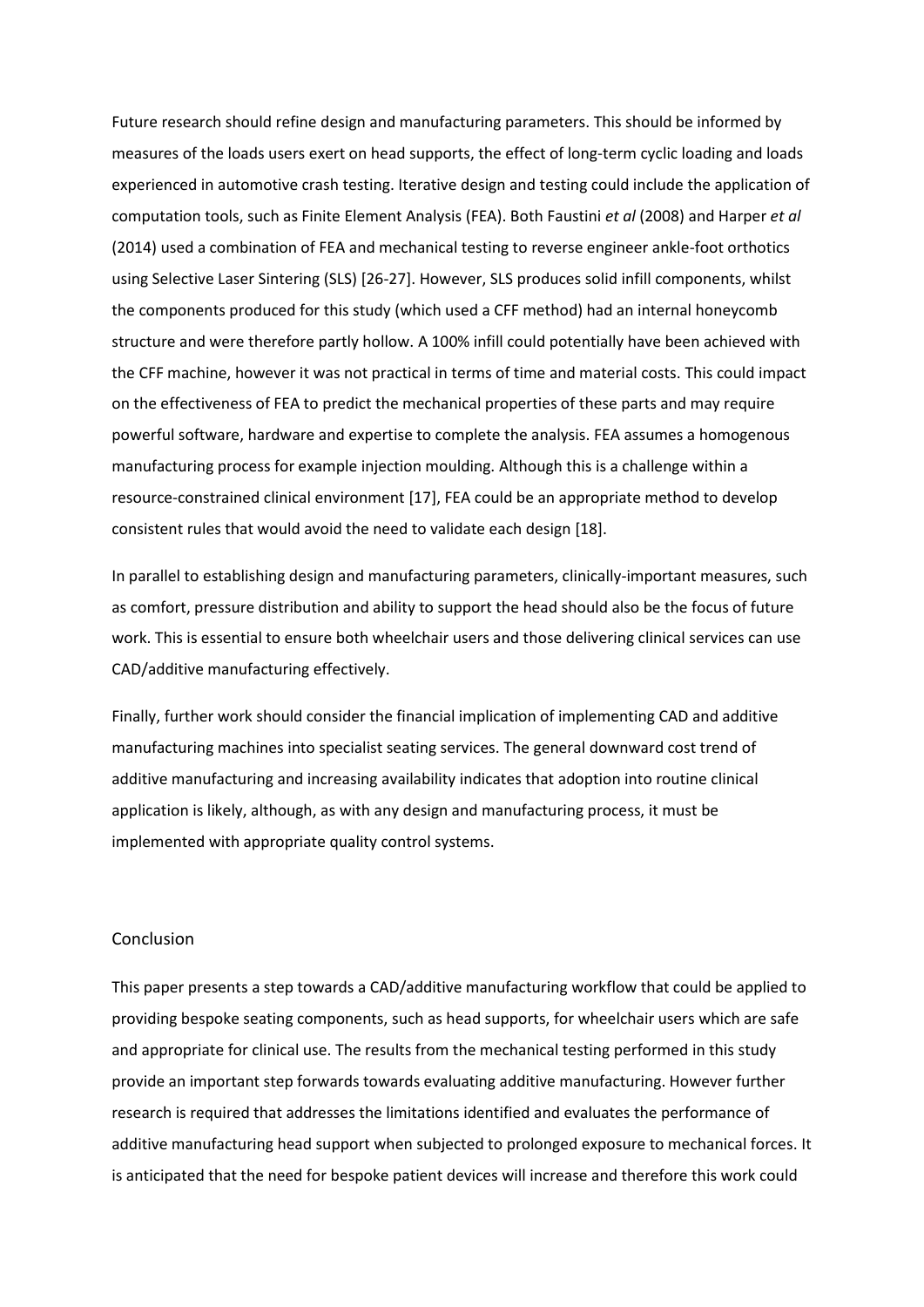Future research should refine design and manufacturing parameters. This should be informed by measures of the loads users exert on head supports, the effect of long-term cyclic loading and loads experienced in automotive crash testing. Iterative design and testing could include the application of computation tools, such as Finite Element Analysis (FEA). Both Faustini *et al* (2008) and Harper *et al* (2014) used a combination of FEA and mechanical testing to reverse engineer ankle-foot orthotics using Selective Laser Sintering (SLS) [26-27]. However, SLS produces solid infill components, whilst the components produced for this study (which used a CFF method) had an internal honeycomb structure and were therefore partly hollow. A 100% infill could potentially have been achieved with the CFF machine, however it was not practical in terms of time and material costs. This could impact on the effectiveness of FEA to predict the mechanical properties of these parts and may require powerful software, hardware and expertise to complete the analysis. FEA assumes a homogenous manufacturing process for example injection moulding. Although this is a challenge within a resource-constrained clinical environment [17], FEA could be an appropriate method to develop consistent rules that would avoid the need to validate each design [18].

In parallel to establishing design and manufacturing parameters, clinically-important measures, such as comfort, pressure distribution and ability to support the head should also be the focus of future work. This is essential to ensure both wheelchair users and those delivering clinical services can use CAD/additive manufacturing effectively.

Finally, further work should consider the financial implication of implementing CAD and additive manufacturing machines into specialist seating services. The general downward cost trend of additive manufacturing and increasing availability indicates that adoption into routine clinical application is likely, although, as with any design and manufacturing process, it must be implemented with appropriate quality control systems.

## Conclusion

This paper presents a step towards a CAD/additive manufacturing workflow that could be applied to providing bespoke seating components, such as head supports, for wheelchair users which are safe and appropriate for clinical use. The results from the mechanical testing performed in this study provide an important step forwards towards evaluating additive manufacturing. However further research is required that addresses the limitations identified and evaluates the performance of additive manufacturing head support when subjected to prolonged exposure to mechanical forces. It is anticipated that the need for bespoke patient devices will increase and therefore this work could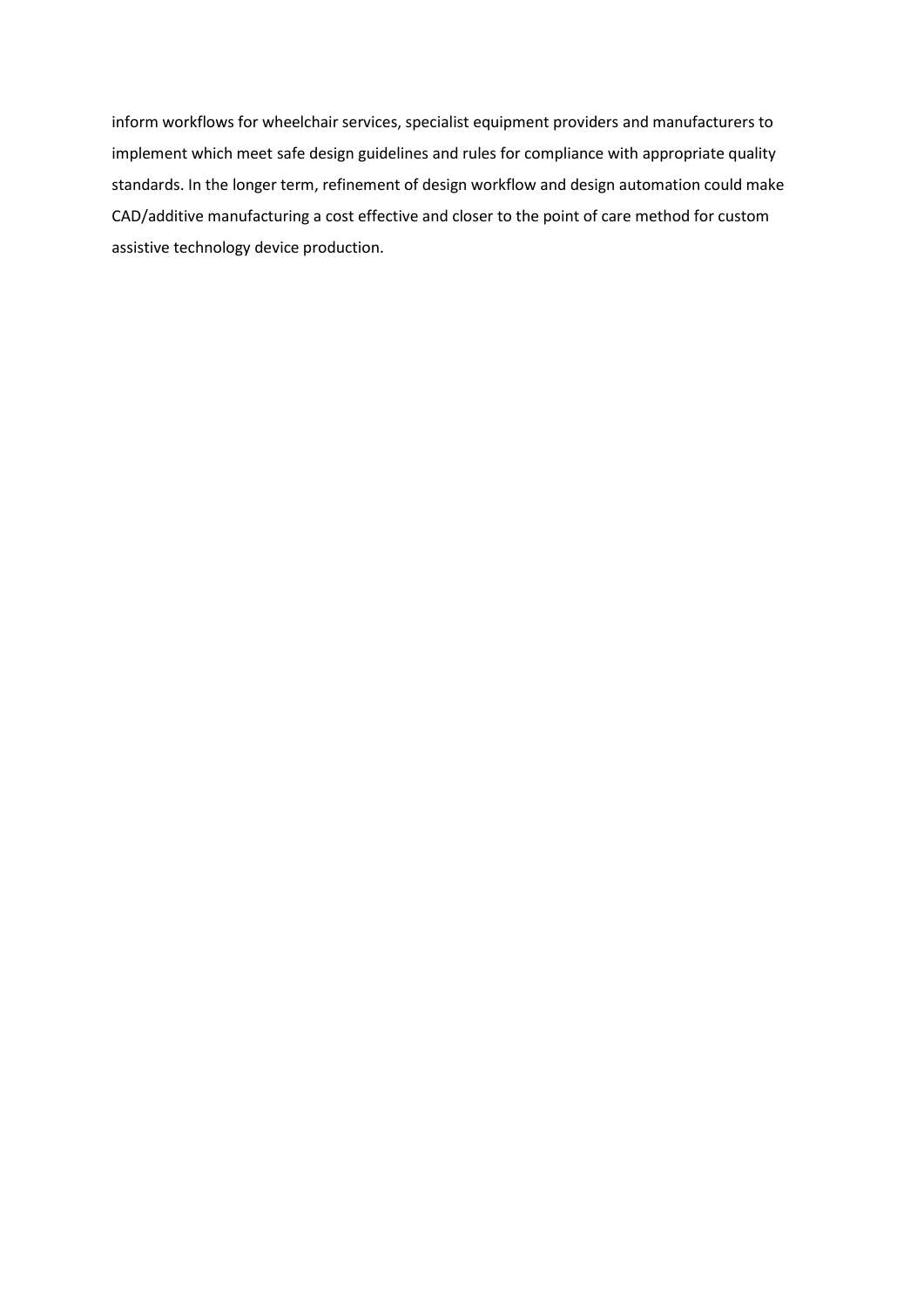inform workflows for wheelchair services, specialist equipment providers and manufacturers to implement which meet safe design guidelines and rules for compliance with appropriate quality standards. In the longer term, refinement of design workflow and design automation could make CAD/additive manufacturing a cost effective and closer to the point of care method for custom assistive technology device production.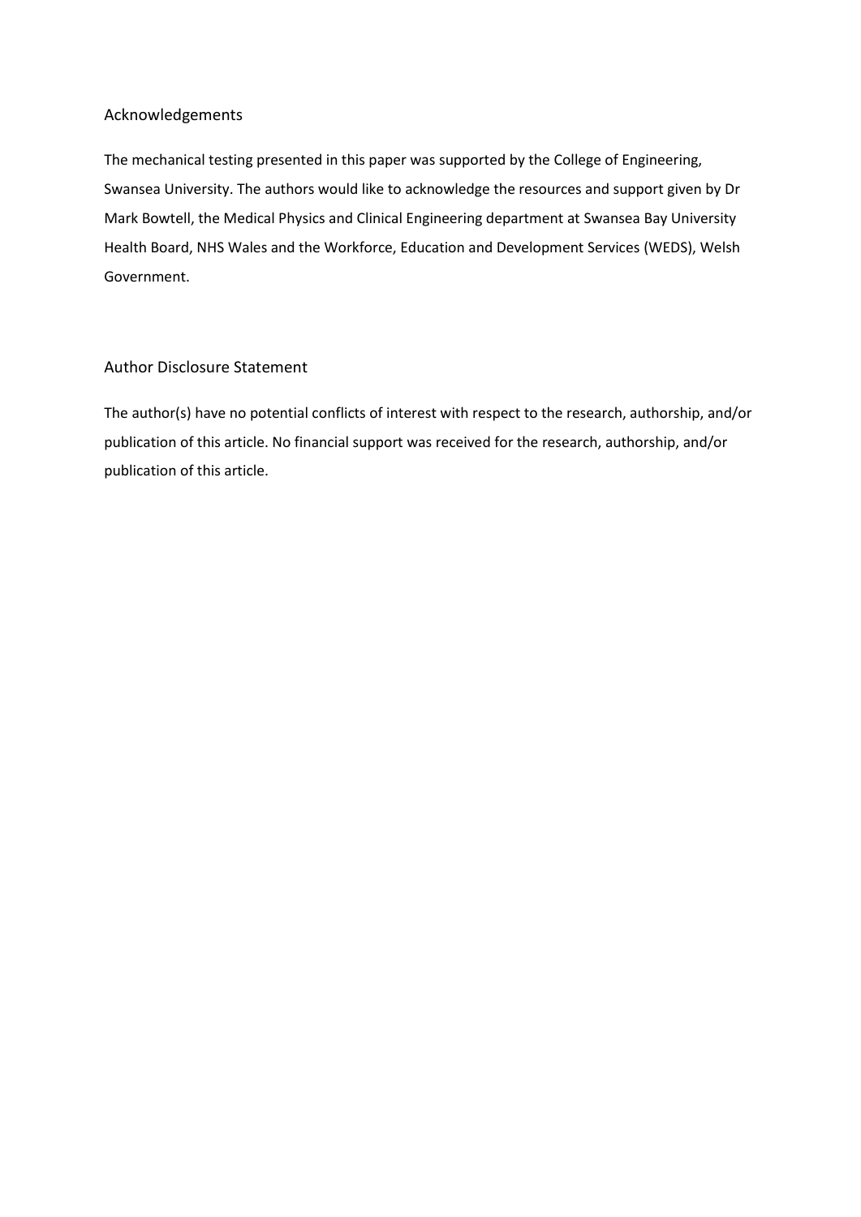## Acknowledgements

The mechanical testing presented in this paper was supported by the College of Engineering, Swansea University. The authors would like to acknowledge the resources and support given by Dr Mark Bowtell, the Medical Physics and Clinical Engineering department at Swansea Bay University Health Board, NHS Wales and the Workforce, Education and Development Services (WEDS), Welsh Government.

## Author Disclosure Statement

The author(s) have no potential conflicts of interest with respect to the research, authorship, and/or publication of this article. No financial support was received for the research, authorship, and/or publication of this article.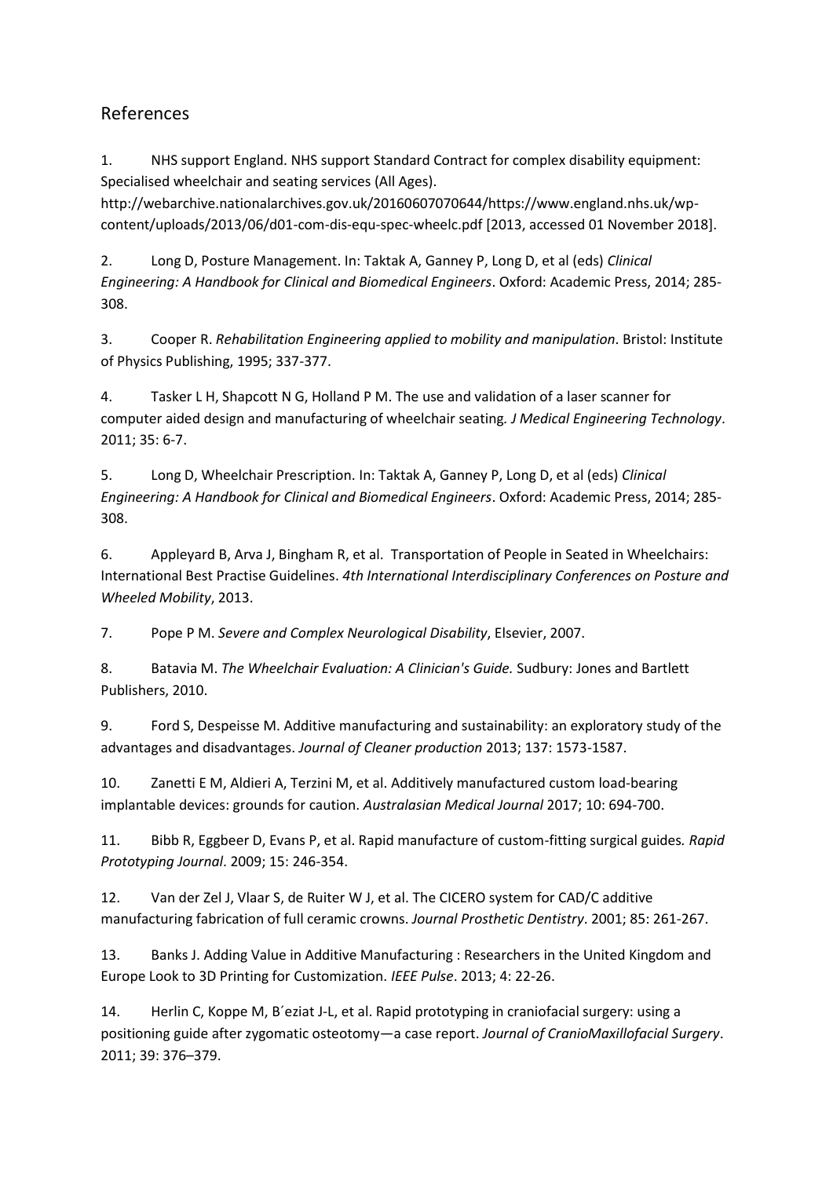## References

1. NHS support England. NHS support Standard Contract for complex disability equipment: Specialised wheelchair and seating services (All Ages). http://webarchive.nationalarchives.gov.uk/20160607070644/https://www.england.nhs.uk/wp-content/uploads/2013/06/d01-com-dis-equ-spec-wheelc.pdf [2013, accessed 01 November 2018].

2. Long D, Posture Management. In: Taktak A, Ganney P, Long D, et al (eds) *Clinical Engineering: A Handbook for Clinical and Biomedical Engineers*. Oxford: Academic Press, 2014; 285-308.

3. Cooper R. *Rehabilitation Engineering applied to mobility and manipulation*. Bristol: Institute of Physics Publishing, 1995; 337-377.

4. Tasker L H, Shapcott N G, Holland P M. The use and validation of a laser scanner for computer aided design and manufacturing of wheelchair seating*. J Medical Engineering Technology*. 2011; 35: 6-7.

5. Long D, Wheelchair Prescription. In: Taktak A, Ganney P, Long D, et al (eds) *Clinical Engineering: A Handbook for Clinical and Biomedical Engineers*. Oxford: Academic Press, 2014; 285-308.

6. Appleyard B, Arva J, Bingham R, et al. Transportation of People in Seated in Wheelchairs: International Best Practise Guidelines. *4th International Interdisciplinary Conferences on Posture and Wheeled Mobility*, 2013.

7. Pope P M. *Severe and Complex Neurological Disability*, Elsevier, 2007.

8. Batavia M. *The Wheelchair Evaluation: A Clinician's Guide.* Sudbury: Jones and Bartlett Publishers, 2010.

9. Ford S, Despeisse M. Additive manufacturing and sustainability: an exploratory study of the advantages and disadvantages. *Journal of Cleaner production* 2013; 137: 1573-1587.

10. Zanetti E M, Aldieri A, Terzini M, et al. Additively manufactured custom load-bearing implantable devices: grounds for caution. *Australasian Medical Journal* 2017; 10: 694-700.

11. Bibb R, Eggbeer D, Evans P, et al. Rapid manufacture of custom-fitting surgical guides*. Rapid Prototyping Journal*. 2009; 15: 246-354.

12. Van der Zel J, Vlaar S, de Ruiter W J, et al. The CICERO system for CAD/C additive manufacturing fabrication of full ceramic crowns. *Journal Prosthetic Dentistry*. 2001; 85: 261-267.

13. Banks J. Adding Value in Additive Manufacturing : Researchers in the United Kingdom and Europe Look to 3D Printing for Customization. *IEEE Pulse*. 2013; 4: 22-26.

14. Herlin C, Koppe M, B´eziat J-L, et al. Rapid prototyping in craniofacial surgery: using a positioning guide after zygomatic osteotomy—a case report. *Journal of CranioMaxillofacial Surgery*. 2011; 39: 376–379.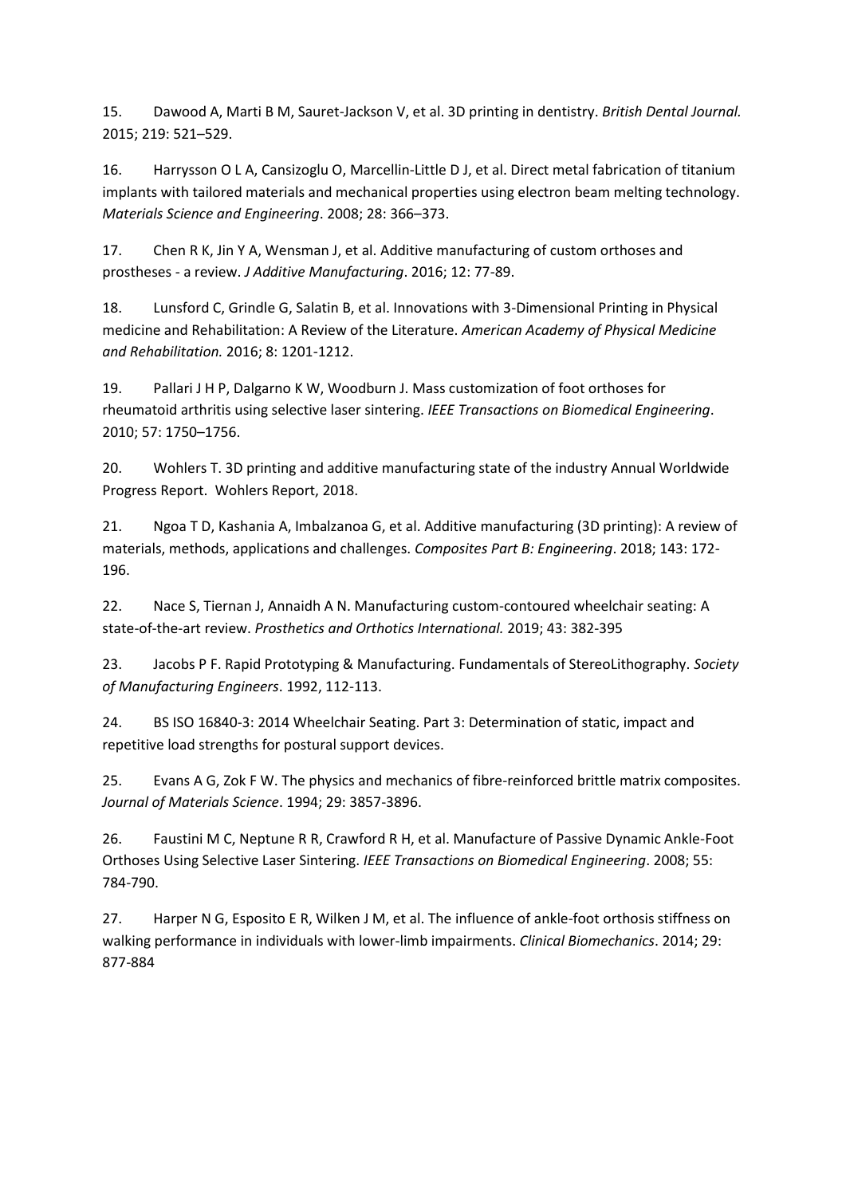15. Dawood A, Marti B M, Sauret-Jackson V, et al. 3D printing in dentistry. *British Dental Journal.* 2015; 219: 521–529.

16. Harrysson O L A, Cansizoglu O, Marcellin-Little D J, et al. Direct metal fabrication of titanium implants with tailored materials and mechanical properties using electron beam melting technology. *Materials Science and Engineering*. 2008; 28: 366–373.

17. Chen R K, Jin Y A, Wensman J, et al. Additive manufacturing of custom orthoses and prostheses - a review. *J Additive Manufacturing*. 2016; 12: 77-89.

18. Lunsford C, Grindle G, Salatin B, et al. Innovations with 3-Dimensional Printing in Physical medicine and Rehabilitation: A Review of the Literature. *American Academy of Physical Medicine and Rehabilitation.* 2016; 8: 1201-1212.

19. Pallari J H P, Dalgarno K W, Woodburn J. Mass customization of foot orthoses for rheumatoid arthritis using selective laser sintering. *IEEE Transactions on Biomedical Engineering*. 2010; 57: 1750–1756.

20. Wohlers T. 3D printing and additive manufacturing state of the industry Annual Worldwide Progress Report. Wohlers Report, 2018.

21. Ngoa T D, Kashania A, Imbalzanoa G, et al. Additive manufacturing (3D printing): A review of materials, methods, applications and challenges. *Composites Part B: Engineering*. 2018; 143: 172-196.

22. Nace S, Tiernan J, Annaidh A N. Manufacturing custom-contoured wheelchair seating: A state-of-the-art review. *Prosthetics and Orthotics International.* 2019; 43: 382-395

23. Jacobs P F. Rapid Prototyping & Manufacturing. Fundamentals of StereoLithography. *Society of Manufacturing Engineers*. 1992, 112-113.

24. BS ISO 16840-3: 2014 Wheelchair Seating. Part 3: Determination of static, impact and repetitive load strengths for postural support devices.

25. Evans A G, Zok F W. The physics and mechanics of fibre-reinforced brittle matrix composites. *Journal of Materials Science*. 1994; 29: 3857-3896.

26. Faustini M C, Neptune R R, Crawford R H, et al. Manufacture of Passive Dynamic Ankle-Foot Orthoses Using Selective Laser Sintering. *IEEE Transactions on Biomedical Engineering*. 2008; 55: 784-790.

27. Harper N G, Esposito E R, Wilken J M, et al. The influence of ankle-foot orthosis stiffness on walking performance in individuals with lower-limb impairments. *Clinical Biomechanics*. 2014; 29: 877-884